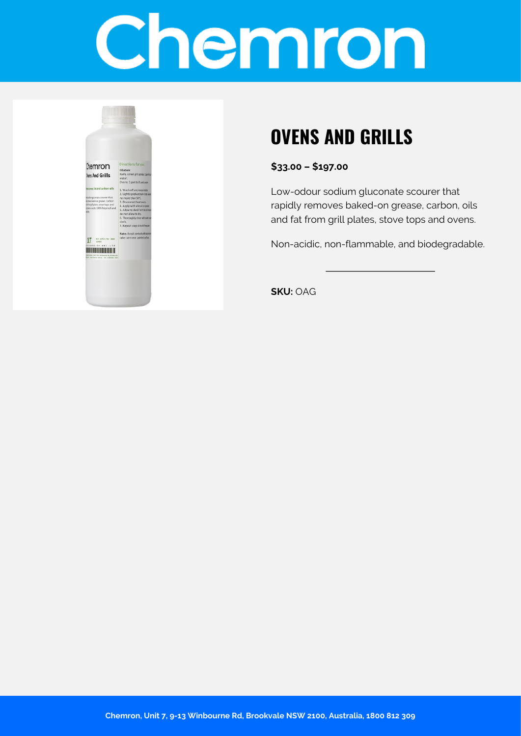# Chemron

## OVENS AND GRILLS

**$33.00 – $197.00**

Low-odour sodium gluconate scourer that rapidly removes baked-on grease, carbon, oils and fat from grill plates, stove tops and ovens.

Non-acidic, non-flammable, and biodegradable.

**SKU:** OAG

Chemron, Unit 7, 9-13 Winbourne Rd, Brookvale NSW 2100, Australia, 1800 812 309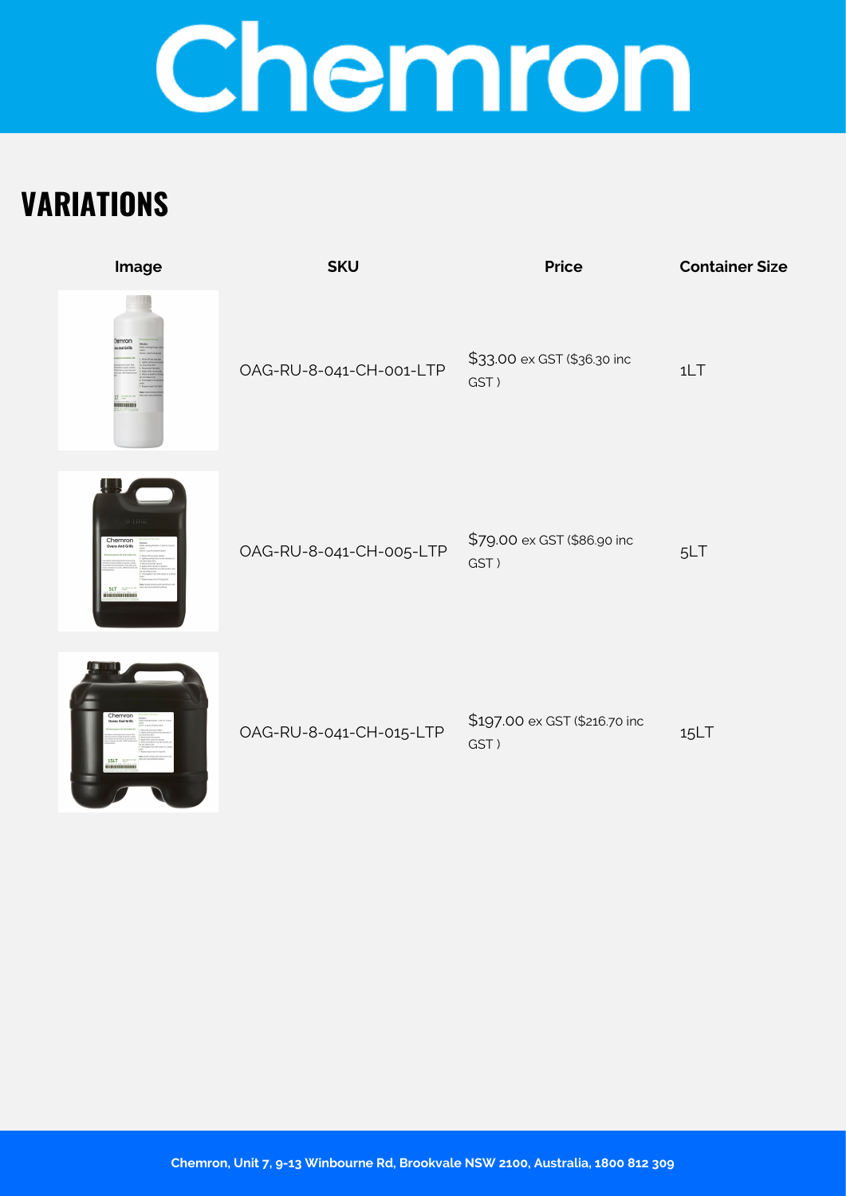## VARIATIONS

| Image | SKU | Price | Container Size |
|---|---|---|---|
| | OAG-RU-8-041-CH-001-LTP | $33.00 ex GST ($36.30 inc GST ) | 1LT |
| | OAG-RU-8-041-CH-005-LTP | $79.00 ex GST ($86.90 inc GST ) | 5LT |
| | OAG-RU-8-041-CH-015-LTP | $197.00 ex GST ($216.70 inc GST ) | 15LT |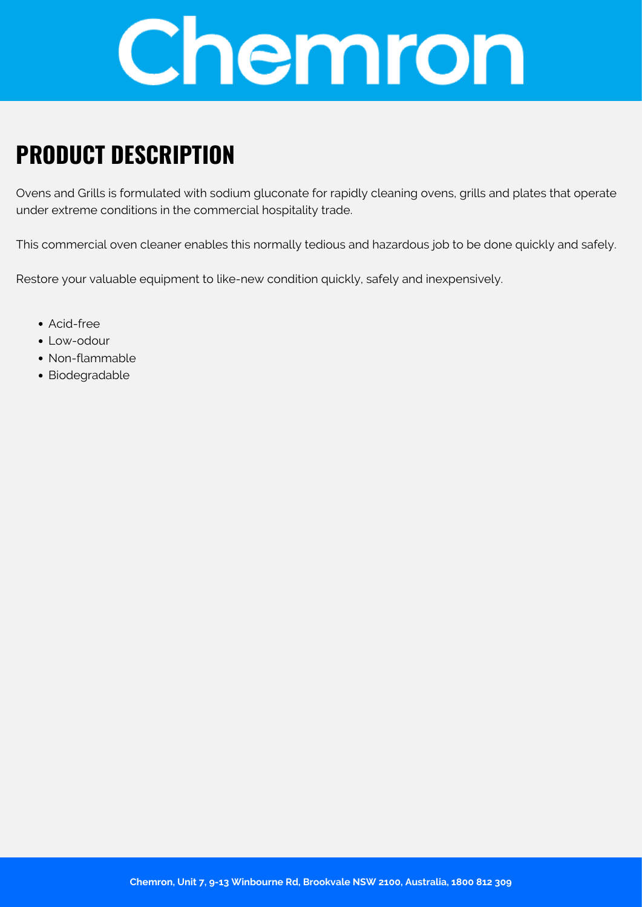# Chemron

## PRODUCT DESCRIPTION

Ovens and Grills is formulated with sodium gluconate for rapidly cleaning ovens, grills and plates that operate under extreme conditions in the commercial hospitality trade.

This commercial oven cleaner enables this normally tedious and hazardous job to be done quickly and safely.

Restore your valuable equipment to like-new condition quickly, safely and inexpensively.

- Acid-free
- Low-odour
- Non-flammable
- Biodegradable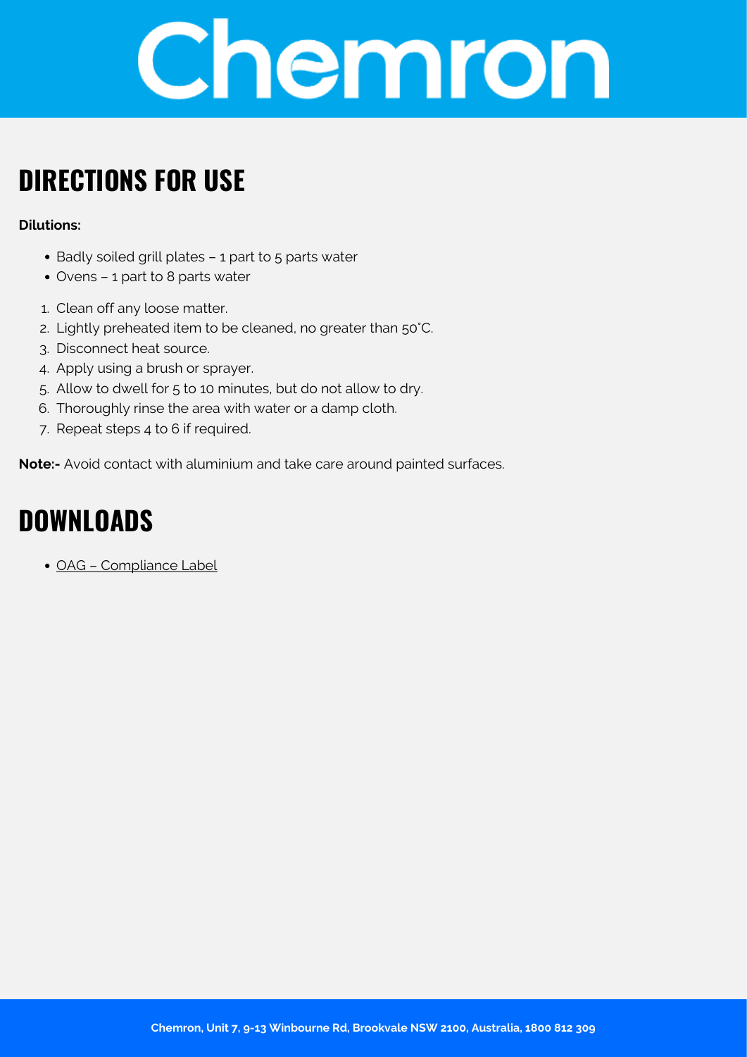# Chemron

## DIRECTIONS FOR USE

**Dilutions:**

- Badly soiled grill plates – 1 part to 5 parts water
- Ovens – 1 part to 8 parts water

1. Clean off any loose matter.
2. Lightly preheated item to be cleaned, no greater than 50˚C.
3. Disconnect heat source.
4. Apply using a brush or sprayer.
5. Allow to dwell for 5 to 10 minutes, but do not allow to dry.
6. Thoroughly rinse the area with water or a damp cloth.
7. Repeat steps 4 to 6 if required.

**Note:-** Avoid contact with aluminium and take care around painted surfaces.

## DOWNLOADS

- OAG – Compliance Label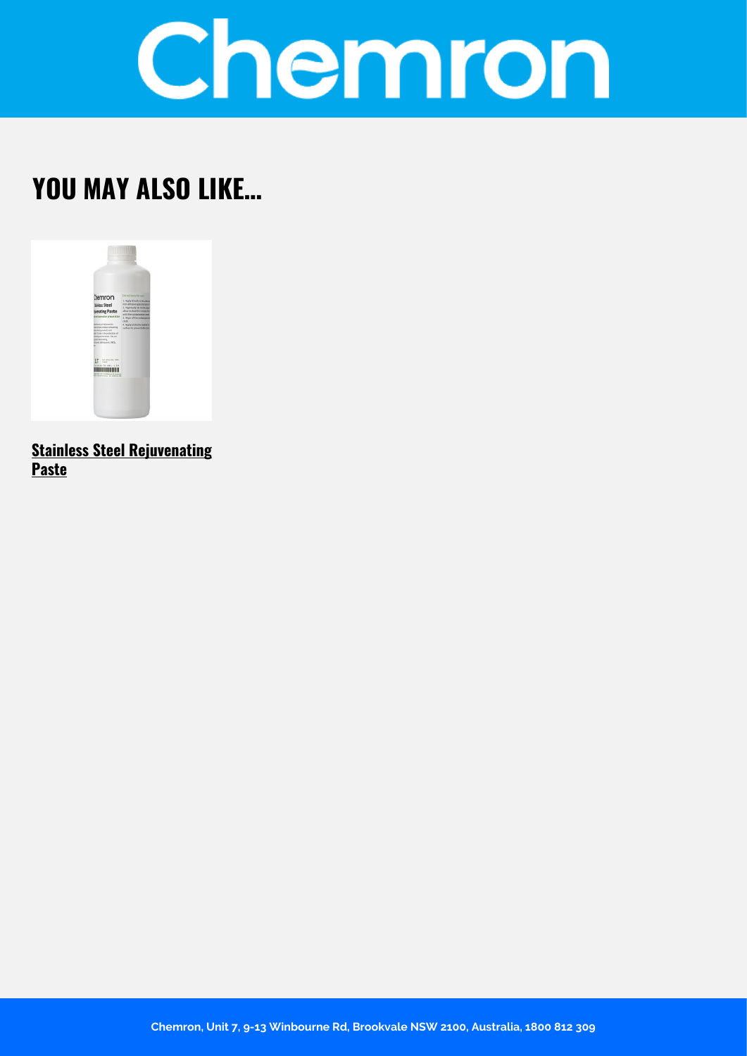# YOU MAY ALSO LIKE…

**Stainless Steel Rejuvenating Paste**

Chemron, Unit 7, 9-13 Winbourne Rd, Brookvale NSW 2100, Australia, 1800 812 309